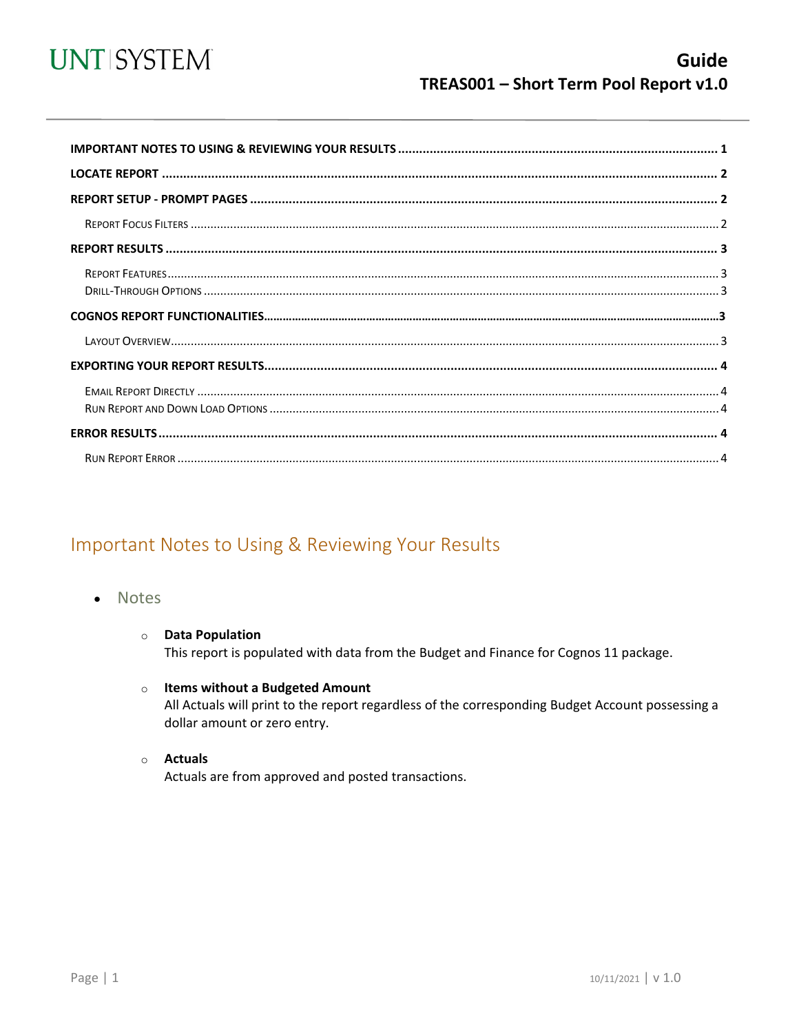UNT | SYSTEM

# Guide
## TREAS001 – Short Term Pool Report v1.0

**IMPORTANT NOTES TO USING & REVIEWING YOUR RESULTS** ........ 1
**LOCATE REPORT** ........ 2
**REPORT SETUP - PROMPT PAGES** ........ 2
  Report Focus Filters ........ 2
**REPORT RESULTS** ........ 3
  Report Features ........ 3
  Drill-Through Options ........ 3
**COGNOS REPORT FUNCTIONALITIES** ........ 3
  Layout Overview ........ 3
**EXPORTING YOUR REPORT RESULTS** ........ 4
  Email Report Directly ........ 4
  Run Report and Down Load Options ........ 4
**ERROR RESULTS** ........ 4
  Run Report Error ........ 4

## Important Notes to Using & Reviewing Your Results

- Notes
  - **Data Population**
    This report is populated with data from the Budget and Finance for Cognos 11 package.
  - **Items without a Budgeted Amount**
    All Actuals will print to the report regardless of the corresponding Budget Account possessing a dollar amount or zero entry.
  - **Actuals**
    Actuals are from approved and posted transactions.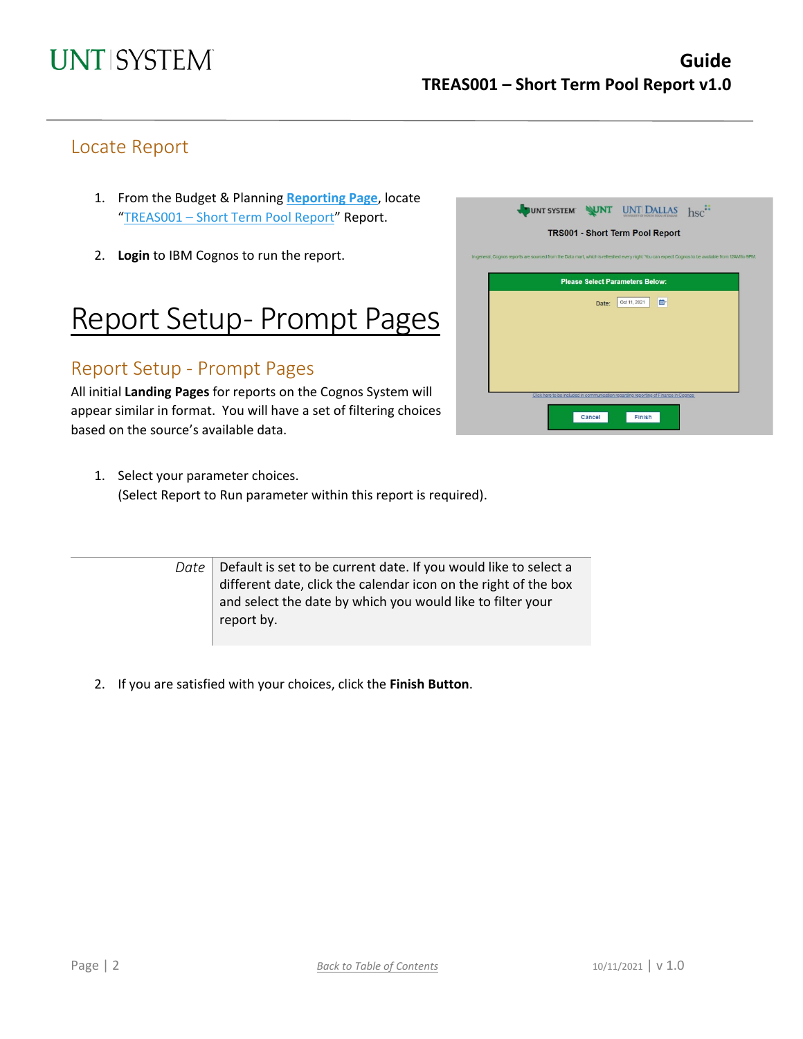## Locate Report

1. From the Budget & Planning **Reporting Page**, locate "TREAS001 – Short Term Pool Report" Report.

2. **Login** to IBM Cognos to run the report.

# Report Setup- Prompt Pages

## Report Setup - Prompt Pages

All initial **Landing Pages** for reports on the Cognos System will appear similar in format. You will have a set of filtering choices based on the source's available data.

1. Select your parameter choices.
   (Select Report to Run parameter within this report is required).

| | |
|---|---|
| *Date* | Default is set to be current date. If you would like to select a different date, click the calendar icon on the right of the box and select the date by which you would like to filter your report by. |

2. If you are satisfied with your choices, click the **Finish Button**.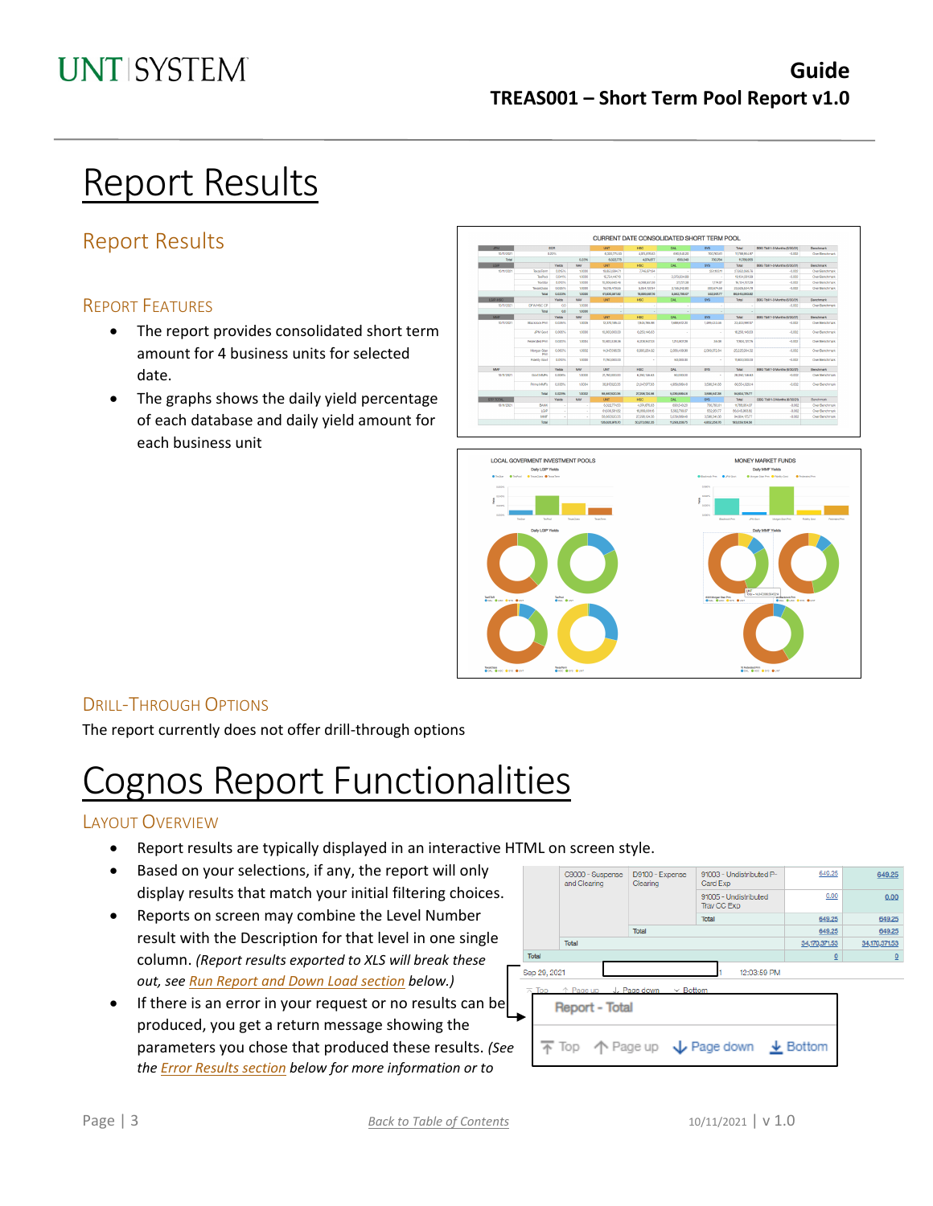# Report Results

## Report Results

### Report Features

- The report provides consolidated short term amount for 4 business units for selected date.
- The graphs shows the daily yield percentage of each database and daily yield amount for each business unit

### Drill-Through Options

The report currently does not offer drill-through options

# Cognos Report Functionalities

### Layout Overview

- Report results are typically displayed in an interactive HTML on screen style.
- Based on your selections, if any, the report will only display results that match your initial filtering choices.
- Reports on screen may combine the Level Number result with the Description for that level in one single column. *(Report results exported to XLS will break these out, see Run Report and Down Load section below.)*
- If there is an error in your request or no results can be produced, you get a return message showing the parameters you chose that produced these results. *(See the Error Results section below for more information or to*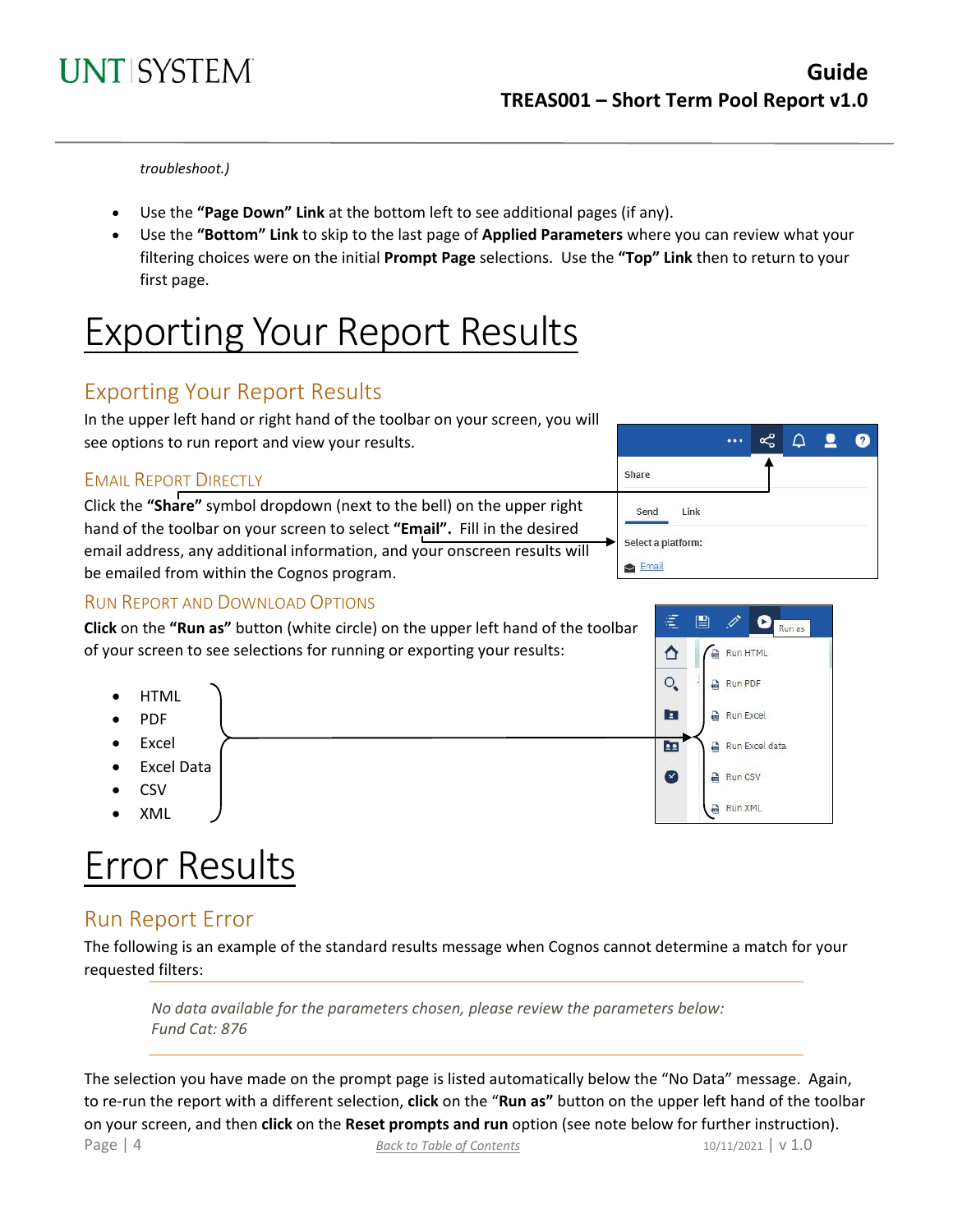*troubleshoot.)*

- Use the **"Page Down" Link** at the bottom left to see additional pages (if any).
- Use the **"Bottom" Link** to skip to the last page of **Applied Parameters** where you can review what your filtering choices were on the initial **Prompt Page** selections. Use the **"Top" Link** then to return to your first page.

# Exporting Your Report Results

## Exporting Your Report Results

In the upper left hand or right hand of the toolbar on your screen, you will see options to run report and view your results.

### Email Report Directly

Click the **"Share"** symbol dropdown (next to the bell) on the upper right hand of the toolbar on your screen to select **"Email"**. Fill in the desired email address, any additional information, and your onscreen results will be emailed from within the Cognos program.

### Run Report and Download Options

**Click** on the **"Run as"** button (white circle) on the upper left hand of the toolbar of your screen to see selections for running or exporting your results:

- HTML
- PDF
- Excel
- Excel Data
- CSV
- XML

# Error Results

## Run Report Error

The following is an example of the standard results message when Cognos cannot determine a match for your requested filters:

> *No data available for the parameters chosen, please review the parameters below:*
> *Fund Cat: 876*

The selection you have made on the prompt page is listed automatically below the "No Data" message. Again, to re-run the report with a different selection, **click** on the "**Run as"** button on the upper left hand of the toolbar on your screen, and then **click** on the **Reset prompts and run** option (see note below for further instruction).